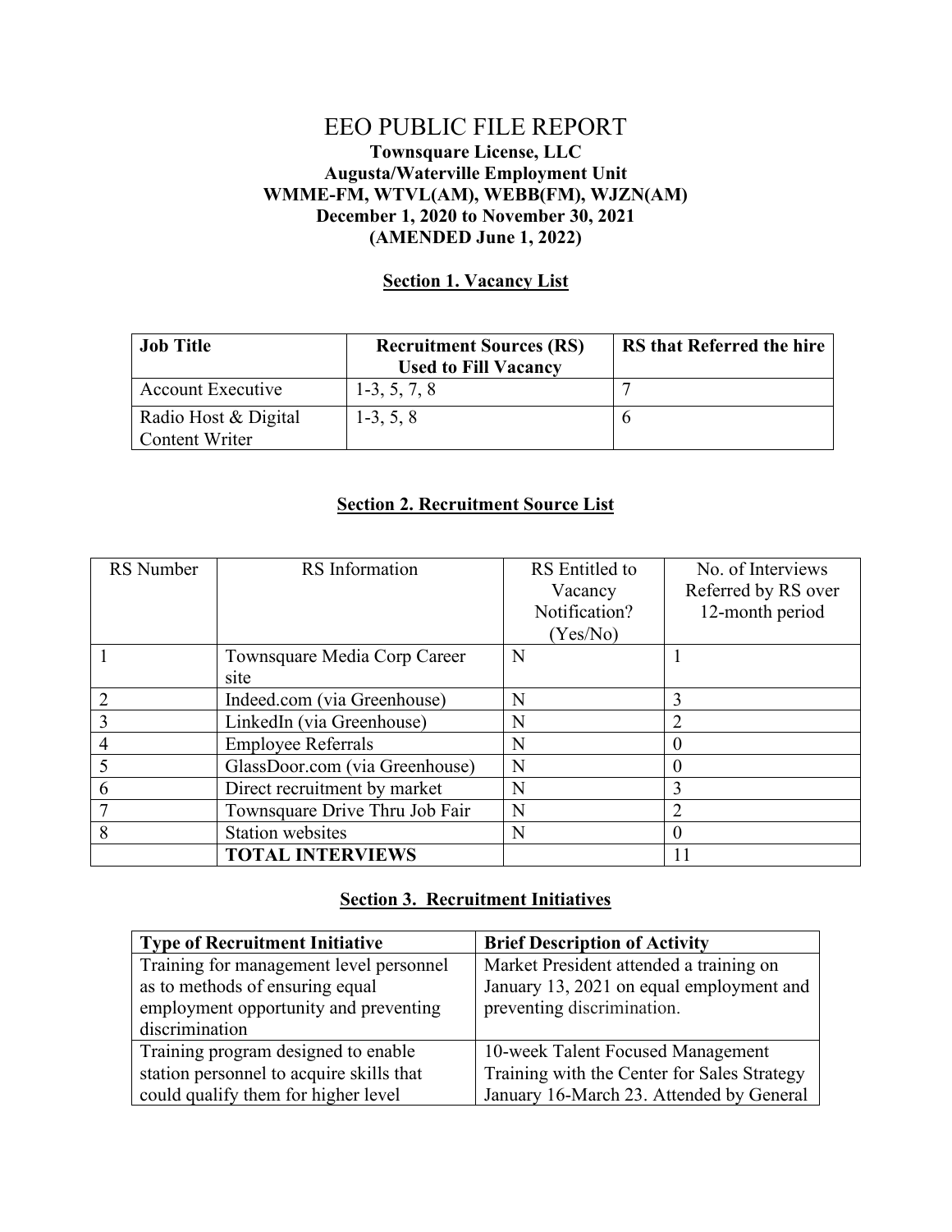# EEO PUBLIC FILE REPORT

**Townsquare License, LLC**
**Augusta/Waterville Employment Unit**
**WMME-FM, WTVL(AM), WEBB(FM), WJZN(AM)**
**December 1, 2020 to November 30, 2021**
**(AMENDED June 1, 2022)**

## Section 1. Vacancy List

| Job Title | Recruitment Sources (RS) Used to Fill Vacancy | RS that Referred the hire |
|---|---|---|
| Account Executive | 1-3, 5, 7, 8 | 7 |
| Radio Host & Digital Content Writer | 1-3, 5, 8 | 6 |

## Section 2. Recruitment Source List

| RS Number | RS Information | RS Entitled to Vacancy Notification? (Yes/No) | No. of Interviews Referred by RS over 12-month period |
|---|---|---|---|
| 1 | Townsquare Media Corp Career site | N | 1 |
| 2 | Indeed.com (via Greenhouse) | N | 3 |
| 3 | LinkedIn (via Greenhouse) | N | 2 |
| 4 | Employee Referrals | N | 0 |
| 5 | GlassDoor.com (via Greenhouse) | N | 0 |
| 6 | Direct recruitment by market | N | 3 |
| 7 | Townsquare Drive Thru Job Fair | N | 2 |
| 8 | Station websites | N | 0 |
| | **TOTAL INTERVIEWS** | | 11 |

## Section 3. Recruitment Initiatives

| Type of Recruitment Initiative | Brief Description of Activity |
|---|---|
| Training for management level personnel as to methods of ensuring equal employment opportunity and preventing discrimination | Market President attended a training on January 13, 2021 on equal employment and preventing discrimination. |
| Training program designed to enable station personnel to acquire skills that could qualify them for higher level | 10-week Talent Focused Management Training with the Center for Sales Strategy January 16-March 23. Attended by General |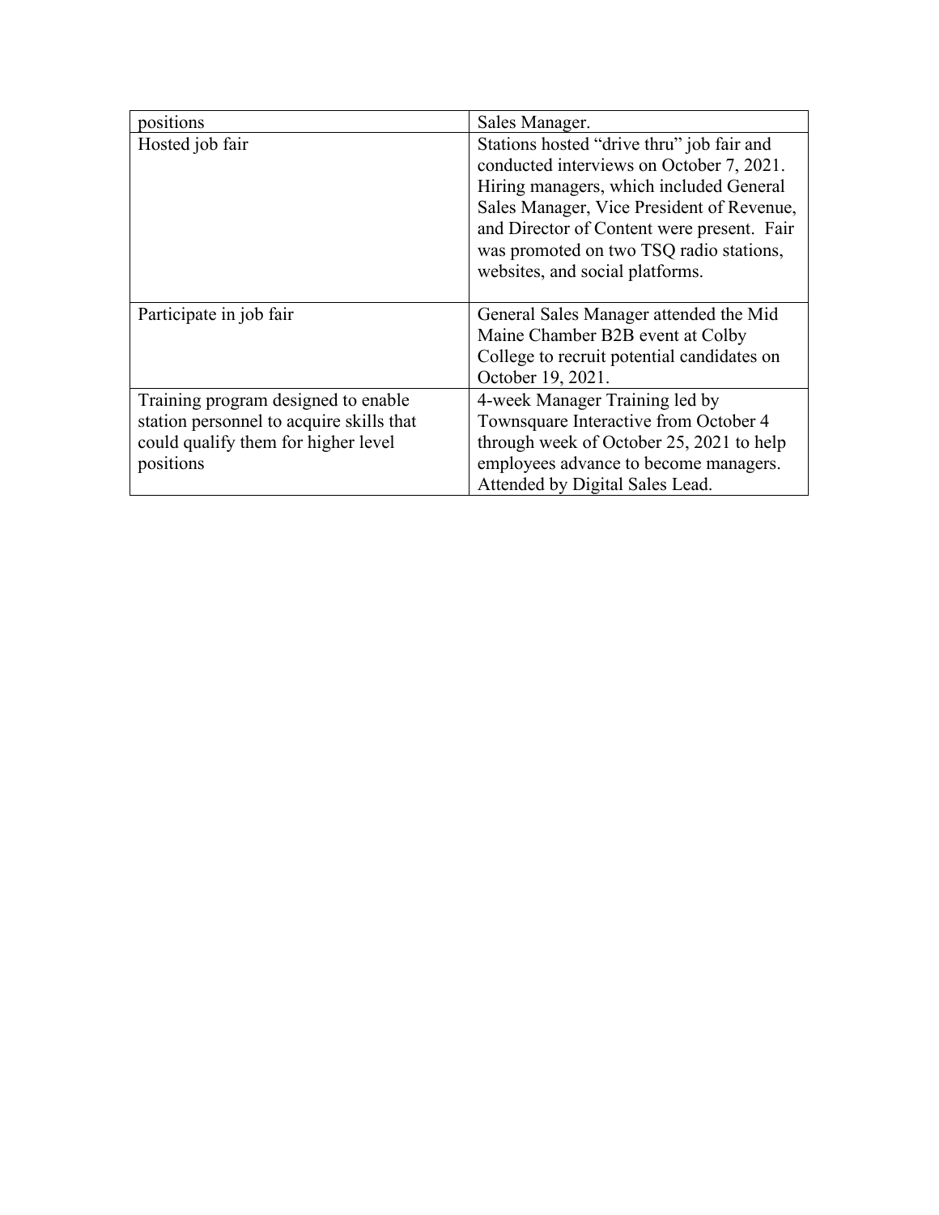| | |
|---|---|
| positions | Sales Manager. |
| Hosted job fair | Stations hosted "drive thru" job fair and conducted interviews on October 7, 2021. Hiring managers, which included General Sales Manager, Vice President of Revenue, and Director of Content were present. Fair was promoted on two TSQ radio stations, websites, and social platforms. |
| Participate in job fair | General Sales Manager attended the Mid Maine Chamber B2B event at Colby College to recruit potential candidates on October 19, 2021. |
| Training program designed to enable station personnel to acquire skills that could qualify them for higher level positions | 4-week Manager Training led by Townsquare Interactive from October 4 through week of October 25, 2021 to help employees advance to become managers. Attended by Digital Sales Lead. |